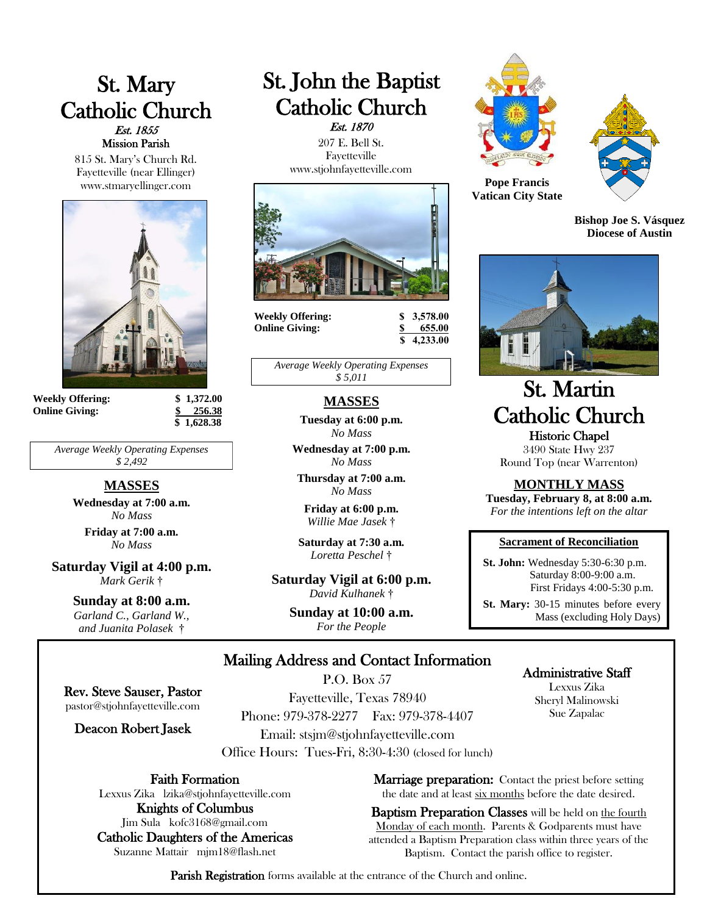# St. Mary Catholic Church

*Est. 1855*

Mission Parish

815 St. Mary's Church Rd.
Fayetteville (near Ellinger)
www.stmaryellinger.com

| | |
|---|---|
| **Weekly Offering:** | **$ 1,372.00** |
| **Online Giving:** | **$ 256.38** |
| | **$ 1,628.38** |

*Average Weekly Operating Expenses*
*$ 2,492*

## MASSES

**Wednesday at 7:00 a.m.**
*No Mass*

**Friday at 7:00 a.m.**
*No Mass*

**Saturday Vigil at 4:00 p.m.**
*Mark Gerik †*

**Sunday at 8:00 a.m.**
*Garland C., Garland W., and Juanita Polasek †*

# St. John the Baptist Catholic Church

*Est. 1870*

207 E. Bell St.
Fayetteville
www.stjohnfayetteville.com

| | |
|---|---|
| **Weekly Offering:** | **$ 3,578.00** |
| **Online Giving:** | **$ 655.00** |
| | **$ 4,233.00** |

*Average Weekly Operating Expenses*
*$ 5,011*

## MASSES

**Tuesday at 6:00 p.m.**
*No Mass*

**Wednesday at 7:00 p.m.**
*No Mass*

**Thursday at 7:00 a.m.**
*No Mass*

**Friday at 6:00 p.m.**
*Willie Mae Jasek †*

**Saturday at 7:30 a.m.**
*Loretta Peschel †*

**Saturday Vigil at 6:00 p.m.**
*David Kulhanek †*

**Sunday at 10:00 a.m.**
*For the People*

**Pope Francis**
**Vatican City State**

**Bishop Joe S. Vásquez**
**Diocese of Austin**

# St. Martin Catholic Church

Historic Chapel

3490 State Hwy 237
Round Top (near Warrenton)

## MONTHLY MASS

**Tuesday, February 8, at 8:00 a.m.**
*For the intentions left on the altar*

### Sacrament of Reconciliation

**St. John:** Wednesday 5:30-6:30 p.m.
Saturday 8:00-9:00 a.m.
First Fridays 4:00-5:30 p.m.

**St. Mary:** 30-15 minutes before every Mass (excluding Holy Days)

## Mailing Address and Contact Information

P.O. Box 57
Fayetteville, Texas 78940
Phone: 979-378-2277 Fax: 979-378-4407
Email: stsjm@stjohnfayetteville.com
Office Hours: Tues-Fri, 8:30-4:30 (closed for lunch)

**Rev. Steve Sauser, Pastor**
pastor@stjohnfayetteville.com

**Deacon Robert Jasek**

### Administrative Staff

Lexxus Zika
Sheryl Malinowski
Sue Zapalac

**Faith Formation**
Lexxus Zika lzika@stjohnfayetteville.com

**Knights of Columbus**
Jim Sula kofc3168@gmail.com

**Catholic Daughters of the Americas**
Suzanne Mattair mjm18@flash.net

**Marriage preparation:** Contact the priest before setting the date and at least six months before the date desired.

**Baptism Preparation Classes** will be held on the fourth Monday of each month. Parents & Godparents must have attended a Baptism Preparation class within three years of the Baptism. Contact the parish office to register.

**Parish Registration** forms available at the entrance of the Church and online.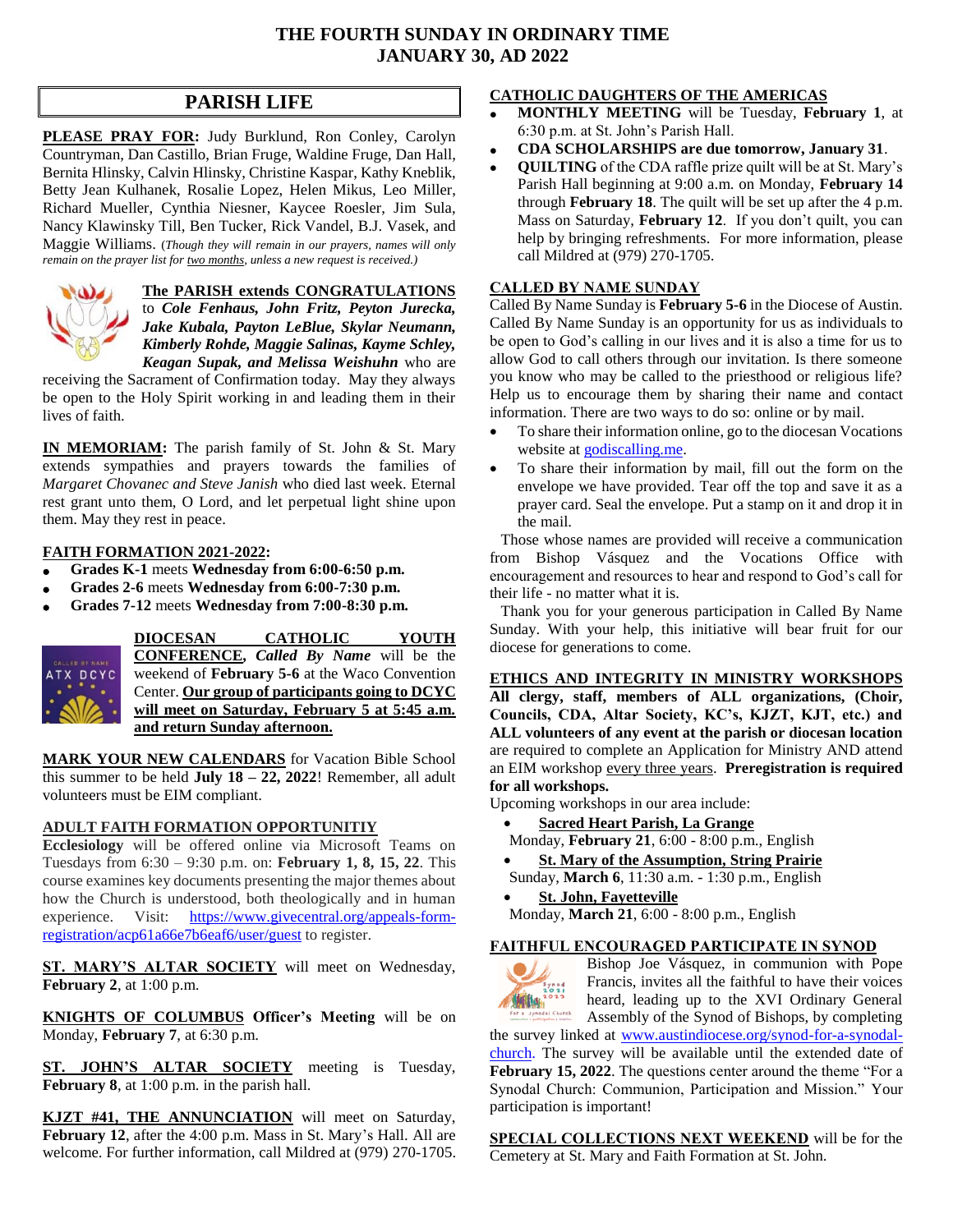# THE FOURTH SUNDAY IN ORDINARY TIME
# JANUARY 30, AD 2022

## PARISH LIFE

**PLEASE PRAY FOR:** Judy Burklund, Ron Conley, Carolyn Countryman, Dan Castillo, Brian Fruge, Waldine Fruge, Dan Hall, Bernita Hlinsky, Calvin Hlinsky, Christine Kaspar, Kathy Kneblik, Betty Jean Kulhanek, Rosalie Lopez, Helen Mikus, Leo Miller, Richard Mueller, Cynthia Niesner, Kaycee Roesler, Jim Sula, Nancy Klawinsky Till, Ben Tucker, Rick Vandel, B.J. Vasek, and Maggie Williams. (*Though they will remain in our prayers, names will only remain on the prayer list for two months, unless a new request is received.)*

**The PARISH extends CONGRATULATIONS** to ***Cole Fenhaus, John Fritz, Peyton Jurecka, Jake Kubala, Payton LeBlue, Skylar Neumann, Kimberly Rohde, Maggie Salinas, Kayme Schley, Keagan Supak, and Melissa Weishuhn*** who are receiving the Sacrament of Confirmation today. May they always be open to the Holy Spirit working in and leading them in their lives of faith.

**IN MEMORIAM:** The parish family of St. John & St. Mary extends sympathies and prayers towards the families of *Margaret Chovanec and Steve Janish* who died last week. Eternal rest grant unto them, O Lord, and let perpetual light shine upon them. May they rest in peace.

**FAITH FORMATION 2021-2022:**

- **Grades K-1** meets **Wednesday from 6:00-6:50 p.m.**
- **Grades 2-6** meets **Wednesday from 6:00-7:30 p.m.**
- **Grades 7-12** meets **Wednesday from 7:00-8:30 p.m.**

**DIOCESAN CATHOLIC YOUTH CONFERENCE,** ***Called By Name*** will be the weekend of **February 5-6** at the Waco Convention Center. **Our group of participants going to DCYC will meet on Saturday, February 5 at 5:45 a.m. and return Sunday afternoon.**

**MARK YOUR NEW CALENDARS** for Vacation Bible School this summer to be held **July 18 – 22, 2022**! Remember, all adult volunteers must be EIM compliant.

**ADULT FAITH FORMATION OPPORTUNITIY**

**Ecclesiology** will be offered online via Microsoft Teams on Tuesdays from 6:30 – 9:30 p.m. on: **February 1, 8, 15, 22**. This course examines key documents presenting the major themes about how the Church is understood, both theologically and in human experience. Visit: https://www.givecentral.org/appeals-form-registration/acp61a66e7b6eaf6/user/guest to register.

**ST. MARY'S ALTAR SOCIETY** will meet on Wednesday, **February 2**, at 1:00 p.m.

**KNIGHTS OF COLUMBUS Officer's Meeting** will be on Monday, **February 7**, at 6:30 p.m.

**ST. JOHN'S ALTAR SOCIETY** meeting is Tuesday, **February 8**, at 1:00 p.m. in the parish hall.

**KJZT #41, THE ANNUNCIATION** will meet on Saturday, **February 12**, after the 4:00 p.m. Mass in St. Mary's Hall. All are welcome. For further information, call Mildred at (979) 270-1705.

**CATHOLIC DAUGHTERS OF THE AMERICAS**

- **MONTHLY MEETING** will be Tuesday, **February 1**, at 6:30 p.m. at St. John's Parish Hall.
- **CDA SCHOLARSHIPS are due tomorrow, January 31**.
- **QUILTING** of the CDA raffle prize quilt will be at St. Mary's Parish Hall beginning at 9:00 a.m. on Monday, **February 14** through **February 18**. The quilt will be set up after the 4 p.m. Mass on Saturday, **February 12**. If you don't quilt, you can help by bringing refreshments. For more information, please call Mildred at (979) 270-1705.

**CALLED BY NAME SUNDAY**

Called By Name Sunday is **February 5-6** in the Diocese of Austin. Called By Name Sunday is an opportunity for us as individuals to be open to God's calling in our lives and it is also a time for us to allow God to call others through our invitation. Is there someone you know who may be called to the priesthood or religious life? Help us to encourage them by sharing their name and contact information. There are two ways to do so: online or by mail.

- To share their information online, go to the diocesan Vocations website at godiscalling.me.
- To share their information by mail, fill out the form on the envelope we have provided. Tear off the top and save it as a prayer card. Seal the envelope. Put a stamp on it and drop it in the mail.

Those whose names are provided will receive a communication from Bishop Vásquez and the Vocations Office with encouragement and resources to hear and respond to God's call for their life - no matter what it is.

Thank you for your generous participation in Called By Name Sunday. With your help, this initiative will bear fruit for our diocese for generations to come.

**ETHICS AND INTEGRITY IN MINISTRY WORKSHOPS**

**All clergy, staff, members of ALL organizations, (Choir, Councils, CDA, Altar Society, KC's, KJZT, KJT, etc.) and ALL volunteers of any event at the parish or diocesan location** are required to complete an Application for Ministry AND attend an EIM workshop every three years. **Preregistration is required for all workshops.**

Upcoming workshops in our area include:

- **Sacred Heart Parish, La Grange**
  Monday, **February 21**, 6:00 - 8:00 p.m., English
- **St. Mary of the Assumption, String Prairie**
  Sunday, **March 6**, 11:30 a.m. - 1:30 p.m., English
- **St. John, Fayetteville**
  Monday, **March 21**, 6:00 - 8:00 p.m., English

**FAITHFUL ENCOURAGED PARTICIPATE IN SYNOD**

Bishop Joe Vásquez, in communion with Pope Francis, invites all the faithful to have their voices heard, leading up to the XVI Ordinary General Assembly of the Synod of Bishops, by completing the survey linked at www.austindiocese.org/synod-for-a-synodal-church. The survey will be available until the extended date of **February 15, 2022**. The questions center around the theme "For a Synodal Church: Communion, Participation and Mission." Your participation is important!

**SPECIAL COLLECTIONS NEXT WEEKEND** will be for the Cemetery at St. Mary and Faith Formation at St. John.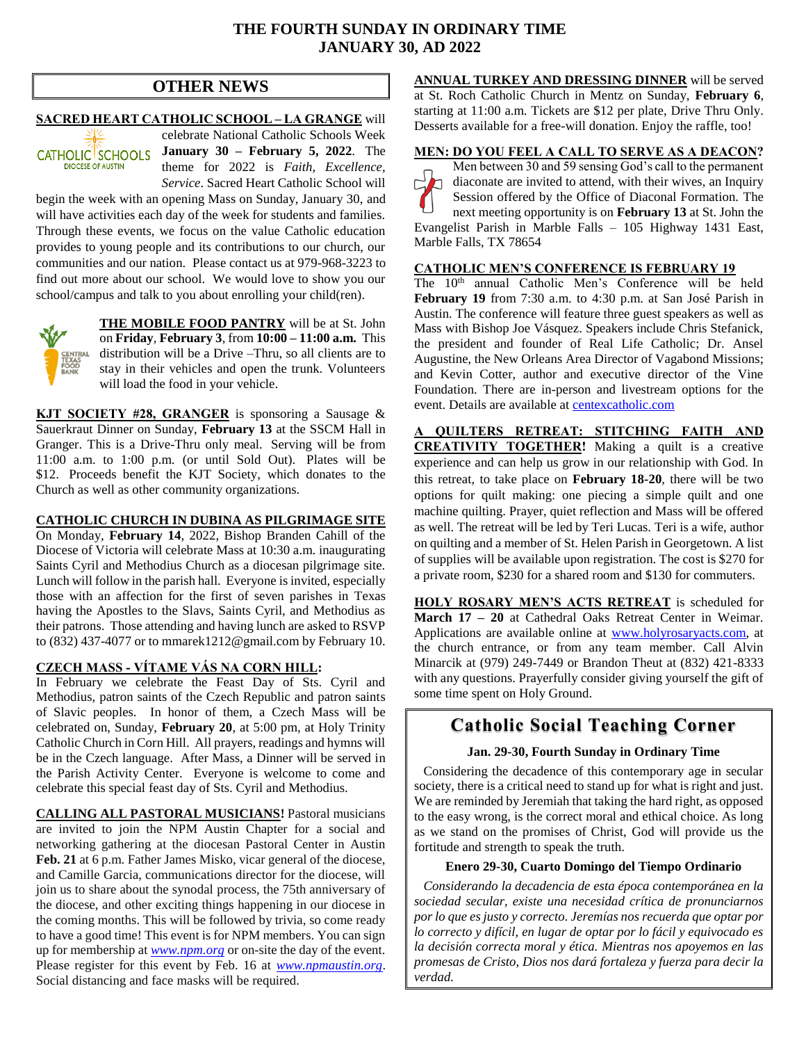# THE FOURTH SUNDAY IN ORDINARY TIME
# JANUARY 30, AD 2022

## OTHER NEWS

**SACRED HEART CATHOLIC SCHOOL – LA GRANGE** will celebrate National Catholic Schools Week **January 30 – February 5, 2022**. The theme for 2022 is *Faith, Excellence, Service*. Sacred Heart Catholic School will begin the week with an opening Mass on Sunday, January 30, and will have activities each day of the week for students and families. Through these events, we focus on the value Catholic education provides to young people and its contributions to our church, our communities and our nation. Please contact us at 979-968-3223 to find out more about our school. We would love to show you our school/campus and talk to you about enrolling your child(ren).

**THE MOBILE FOOD PANTRY** will be at St. John on **Friday**, **February 3**, from **10:00 – 11:00 a.m.** This distribution will be a Drive –Thru, so all clients are to stay in their vehicles and open the trunk. Volunteers will load the food in your vehicle.

**KJT SOCIETY #28, GRANGER** is sponsoring a Sausage & Sauerkraut Dinner on Sunday, **February 13** at the SSCM Hall in Granger. This is a Drive-Thru only meal. Serving will be from 11:00 a.m. to 1:00 p.m. (or until Sold Out). Plates will be $12. Proceeds benefit the KJT Society, which donates to the Church as well as other community organizations.

**CATHOLIC CHURCH IN DUBINA AS PILGRIMAGE SITE**
On Monday, **February 14**, 2022, Bishop Branden Cahill of the Diocese of Victoria will celebrate Mass at 10:30 a.m. inaugurating Saints Cyril and Methodius Church as a diocesan pilgrimage site. Lunch will follow in the parish hall. Everyone is invited, especially those with an affection for the first of seven parishes in Texas having the Apostles to the Slavs, Saints Cyril, and Methodius as their patrons. Those attending and having lunch are asked to RSVP to (832) 437-4077 or to mmarek1212@gmail.com by February 10.

**CZECH MASS - VÍTAME VÁS NA CORN HILL:**
In February we celebrate the Feast Day of Sts. Cyril and Methodius, patron saints of the Czech Republic and patron saints of Slavic peoples. In honor of them, a Czech Mass will be celebrated on, Sunday, **February 20**, at 5:00 pm, at Holy Trinity Catholic Church in Corn Hill. All prayers, readings and hymns will be in the Czech language. After Mass, a Dinner will be served in the Parish Activity Center. Everyone is welcome to come and celebrate this special feast day of Sts. Cyril and Methodius.

**CALLING ALL PASTORAL MUSICIANS!** Pastoral musicians are invited to join the NPM Austin Chapter for a social and networking gathering at the diocesan Pastoral Center in Austin **Feb. 21** at 6 p.m. Father James Misko, vicar general of the diocese, and Camille Garcia, communications director for the diocese, will join us to share about the synodal process, the 75th anniversary of the diocese, and other exciting things happening in our diocese in the coming months. This will be followed by trivia, so come ready to have a good time! This event is for NPM members. You can sign up for membership at *www.npm.org* or on-site the day of the event. Please register for this event by Feb. 16 at *www.npmaustin.org*. Social distancing and face masks will be required.

**ANNUAL TURKEY AND DRESSING DINNER** will be served at St. Roch Catholic Church in Mentz on Sunday, **February 6**, starting at 11:00 a.m. Tickets are $12 per plate, Drive Thru Only. Desserts available for a free-will donation. Enjoy the raffle, too!

**MEN: DO YOU FEEL A CALL TO SERVE AS A DEACON?**
Men between 30 and 59 sensing God's call to the permanent diaconate are invited to attend, with their wives, an Inquiry Session offered by the Office of Diaconal Formation. The next meeting opportunity is on **February 13** at St. John the Evangelist Parish in Marble Falls – 105 Highway 1431 East, Marble Falls, TX 78654

**CATHOLIC MEN'S CONFERENCE IS FEBRUARY 19**
The 10th annual Catholic Men's Conference will be held **February 19** from 7:30 a.m. to 4:30 p.m. at San José Parish in Austin. The conference will feature three guest speakers as well as Mass with Bishop Joe Vásquez. Speakers include Chris Stefanick, the president and founder of Real Life Catholic; Dr. Ansel Augustine, the New Orleans Area Director of Vagabond Missions; and Kevin Cotter, author and executive director of the Vine Foundation. There are in-person and livestream options for the event. Details are available at centexcatholic.com

**A QUILTERS RETREAT: STITCHING FAITH AND CREATIVITY TOGETHER!** Making a quilt is a creative experience and can help us grow in our relationship with God. In this retreat, to take place on **February 18-20**, there will be two options for quilt making: one piecing a simple quilt and one machine quilting. Prayer, quiet reflection and Mass will be offered as well. The retreat will be led by Teri Lucas. Teri is a wife, author on quilting and a member of St. Helen Parish in Georgetown. A list of supplies will be available upon registration. The cost is $270 for a private room, $230 for a shared room and $130 for commuters.

**HOLY ROSARY MEN'S ACTS RETREAT** is scheduled for **March 17 – 20** at Cathedral Oaks Retreat Center in Weimar. Applications are available online at www.holyrosaryacts.com, at the church entrance, or from any team member. Call Alvin Minarcik at (979) 249-7449 or Brandon Theut at (832) 421-8333 with any questions. Prayerfully consider giving yourself the gift of some time spent on Holy Ground.

## Catholic Social Teaching Corner

**Jan. 29-30, Fourth Sunday in Ordinary Time**

Considering the decadence of this contemporary age in secular society, there is a critical need to stand up for what is right and just. We are reminded by Jeremiah that taking the hard right, as opposed to the easy wrong, is the correct moral and ethical choice. As long as we stand on the promises of Christ, God will provide us the fortitude and strength to speak the truth.

**Enero 29-30, Cuarto Domingo del Tiempo Ordinario**

*Considerando la decadencia de esta época contemporánea en la sociedad secular, existe una necesidad crítica de pronunciarnos por lo que es justo y correcto. Jeremías nos recuerda que optar por lo correcto y difícil, en lugar de optar por lo fácil y equivocado es la decisión correcta moral y ética. Mientras nos apoyemos en las promesas de Cristo, Dios nos dará fortaleza y fuerza para decir la verdad.*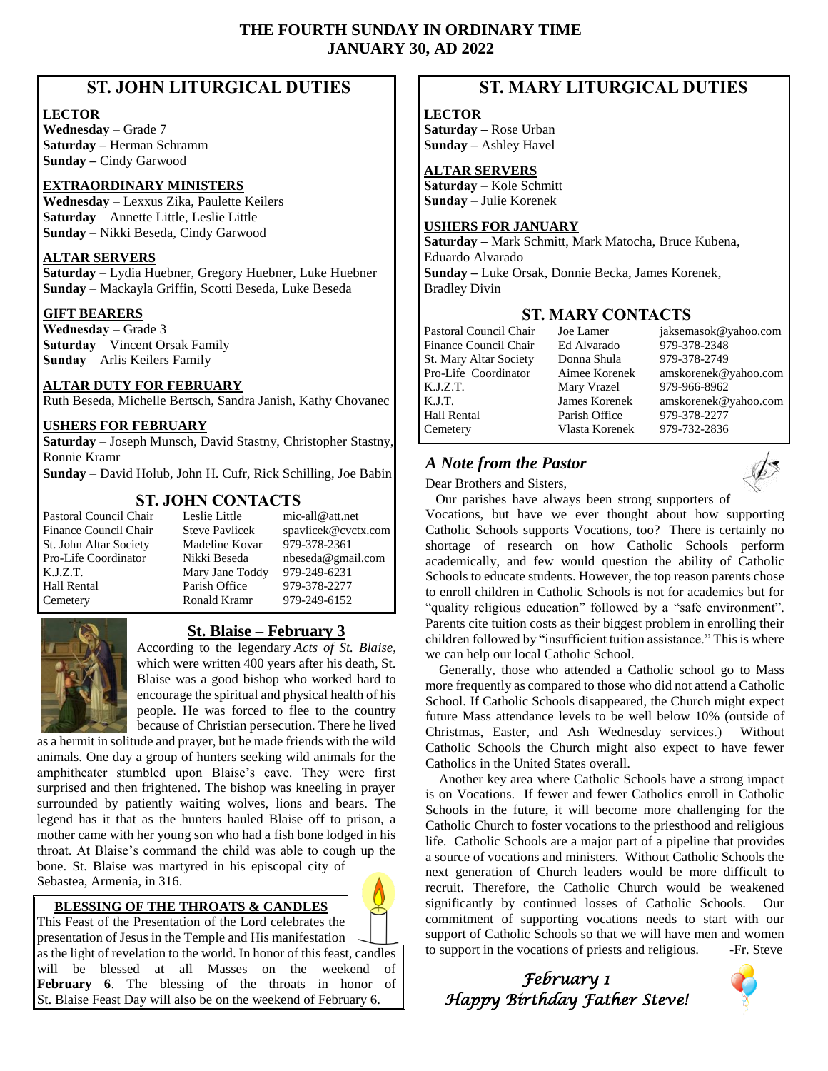# THE FOURTH SUNDAY IN ORDINARY TIME
## JANUARY 30, AD 2022

## ST. JOHN LITURGICAL DUTIES

**LECTOR**
**Wednesday** – Grade 7
**Saturday –** Herman Schramm
**Sunday –** Cindy Garwood

**EXTRAORDINARY MINISTERS**
**Wednesday** – Lexxus Zika, Paulette Keilers
**Saturday** – Annette Little, Leslie Little
**Sunday** – Nikki Beseda, Cindy Garwood

**ALTAR SERVERS**
**Saturday** – Lydia Huebner, Gregory Huebner, Luke Huebner
**Sunday** – Mackayla Griffin, Scotti Beseda, Luke Beseda

**GIFT BEARERS**
**Wednesday** – Grade 3
**Saturday** – Vincent Orsak Family
**Sunday** – Arlis Keilers Family

**ALTAR DUTY FOR FEBRUARY**
Ruth Beseda, Michelle Bertsch, Sandra Janish, Kathy Chovanec

**USHERS FOR FEBRUARY**
**Saturday** – Joseph Munsch, David Stastny, Christopher Stastny, Ronnie Kramr
**Sunday** – David Holub, John H. Cufr, Rick Schilling, Joe Babin

### ST. JOHN CONTACTS

| | | |
|---|---|---|
| Pastoral Council Chair | Leslie Little | mic-all@att.net |
| Finance Council Chair | Steve Pavlicek | spavlicek@cvctx.com |
| St. John Altar Society | Madeline Kovar | 979-378-2361 |
| Pro-Life Coordinator | Nikki Beseda | nbeseda@gmail.com |
| K.J.Z.T. | Mary Jane Toddy | 979-249-6231 |
| Hall Rental | Parish Office | 979-378-2277 |
| Cemetery | Ronald Kramr | 979-249-6152 |

### St. Blaise – February 3

According to the legendary *Acts of St. Blaise*, which were written 400 years after his death, St. Blaise was a good bishop who worked hard to encourage the spiritual and physical health of his people. He was forced to flee to the country because of Christian persecution. There he lived as a hermit in solitude and prayer, but he made friends with the wild animals. One day a group of hunters seeking wild animals for the amphitheater stumbled upon Blaise's cave. They were first surprised and then frightened. The bishop was kneeling in prayer surrounded by patiently waiting wolves, lions and bears. The legend has it that as the hunters hauled Blaise off to prison, a mother came with her young son who had a fish bone lodged in his throat. At Blaise's command the child was able to cough up the bone. St. Blaise was martyred in his episcopal city of Sebastea, Armenia, in 316.

**BLESSING OF THE THROATS & CANDLES**
This Feast of the Presentation of the Lord celebrates the presentation of Jesus in the Temple and His manifestation as the light of revelation to the world. In honor of this feast, candles will be blessed at all Masses on the weekend of **February 6**. The blessing of the throats in honor of St. Blaise Feast Day will also be on the weekend of February 6.

## ST. MARY LITURGICAL DUTIES

**LECTOR**
**Saturday –** Rose Urban
**Sunday –** Ashley Havel

**ALTAR SERVERS**
**Saturday** – Kole Schmitt
**Sunday** – Julie Korenek

**USHERS FOR JANUARY**
**Saturday –** Mark Schmitt, Mark Matocha, Bruce Kubena, Eduardo Alvarado
**Sunday –** Luke Orsak, Donnie Becka, James Korenek, Bradley Divin

### ST. MARY CONTACTS

| | | |
|---|---|---|
| Pastoral Council Chair | Joe Lamer | jaksemasok@yahoo.com |
| Finance Council Chair | Ed Alvarado | 979-378-2348 |
| St. Mary Altar Society | Donna Shula | 979-378-2749 |
| Pro-Life Coordinator | Aimee Korenek | amskorenek@yahoo.com |
| K.J.Z.T. | Mary Vrazel | 979-966-8962 |
| K.J.T. | James Korenek | amskorenek@yahoo.com |
| Hall Rental | Parish Office | 979-378-2277 |
| Cemetery | Vlasta Korenek | 979-732-2836 |

### *A Note from the Pastor*

Dear Brothers and Sisters,

Our parishes have always been strong supporters of Vocations, but have we ever thought about how supporting Catholic Schools supports Vocations, too? There is certainly no shortage of research on how Catholic Schools perform academically, and few would question the ability of Catholic Schools to educate students. However, the top reason parents chose to enroll children in Catholic Schools is not for academics but for "quality religious education" followed by a "safe environment". Parents cite tuition costs as their biggest problem in enrolling their children followed by "insufficient tuition assistance." This is where we can help our local Catholic School.

Generally, those who attended a Catholic school go to Mass more frequently as compared to those who did not attend a Catholic School. If Catholic Schools disappeared, the Church might expect future Mass attendance levels to be well below 10% (outside of Christmas, Easter, and Ash Wednesday services.) Without Catholic Schools the Church might also expect to have fewer Catholics in the United States overall.

Another key area where Catholic Schools have a strong impact is on Vocations. If fewer and fewer Catholics enroll in Catholic Schools in the future, it will become more challenging for the Catholic Church to foster vocations to the priesthood and religious life. Catholic Schools are a major part of a pipeline that provides a source of vocations and ministers. Without Catholic Schools the next generation of Church leaders would be more difficult to recruit. Therefore, the Catholic Church would be weakened significantly by continued losses of Catholic Schools. Our commitment of supporting vocations needs to start with our support of Catholic Schools so that we will have men and women to support in the vocations of priests and religious. -Fr. Steve

*February 1*
*Happy Birthday Father Steve!*